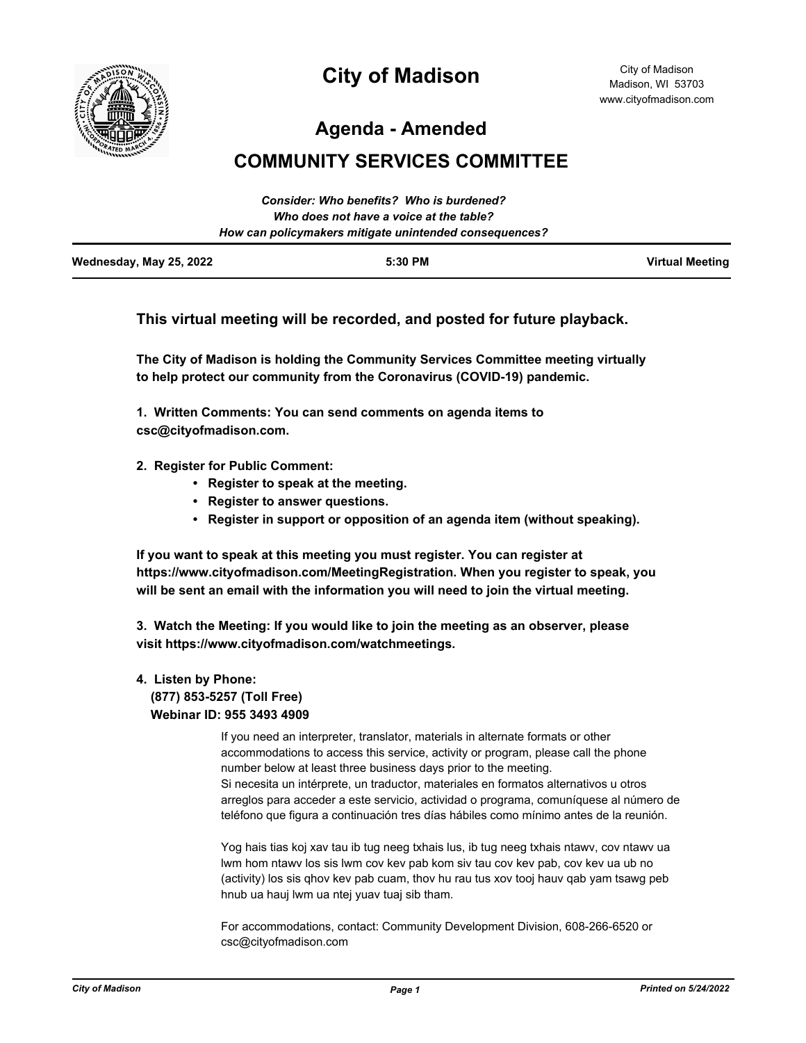# City of Madison

City of Madison
Madison, WI 53703
www.cityofmadison.com

## Agenda - Amended

## COMMUNITY SERVICES COMMITTEE

*Consider: Who benefits? Who is burdened?*
*Who does not have a voice at the table?*
*How can policymakers mitigate unintended consequences?*

**Wednesday, May 25, 2022** | **5:30 PM** | **Virtual Meeting**

---

### This virtual meeting will be recorded, and posted for future playback.

**The City of Madison is holding the Community Services Committee meeting virtually to help protect our community from the Coronavirus (COVID-19) pandemic.**

**1. Written Comments: You can send comments on agenda items to csc@cityofmadison.com.**

**2. Register for Public Comment:**

- **Register to speak at the meeting.**
- **Register to answer questions.**
- **Register in support or opposition of an agenda item (without speaking).**

**If you want to speak at this meeting you must register. You can register at https://www.cityofmadison.com/MeetingRegistration. When you register to speak, you will be sent an email with the information you will need to join the virtual meeting.**

**3. Watch the Meeting: If you would like to join the meeting as an observer, please visit https://www.cityofmadison.com/watchmeetings.**

**4. Listen by Phone:**
**(877) 853-5257 (Toll Free)**
**Webinar ID: 955 3493 4909**

If you need an interpreter, translator, materials in alternate formats or other accommodations to access this service, activity or program, please call the phone number below at least three business days prior to the meeting.
Si necesita un intérprete, un traductor, materiales en formatos alternativos u otros arreglos para acceder a este servicio, actividad o programa, comuníquese al número de teléfono que figura a continuación tres días hábiles como mínimo antes de la reunión.

Yog hais tias koj xav tau ib tug neeg txhais lus, ib tug neeg txhais ntawv, cov ntawv ua lwm hom ntawv los sis lwm cov kev pab kom siv tau cov kev pab, cov kev ua ub no (activity) los sis qhov kev pab cuam, thov hu rau tus xov tooj hauv qab yam tsawg peb hnub ua hauj lwm ua ntej yuav tuaj sib tham.

For accommodations, contact: Community Development Division, 608-266-6520 or csc@cityofmadison.com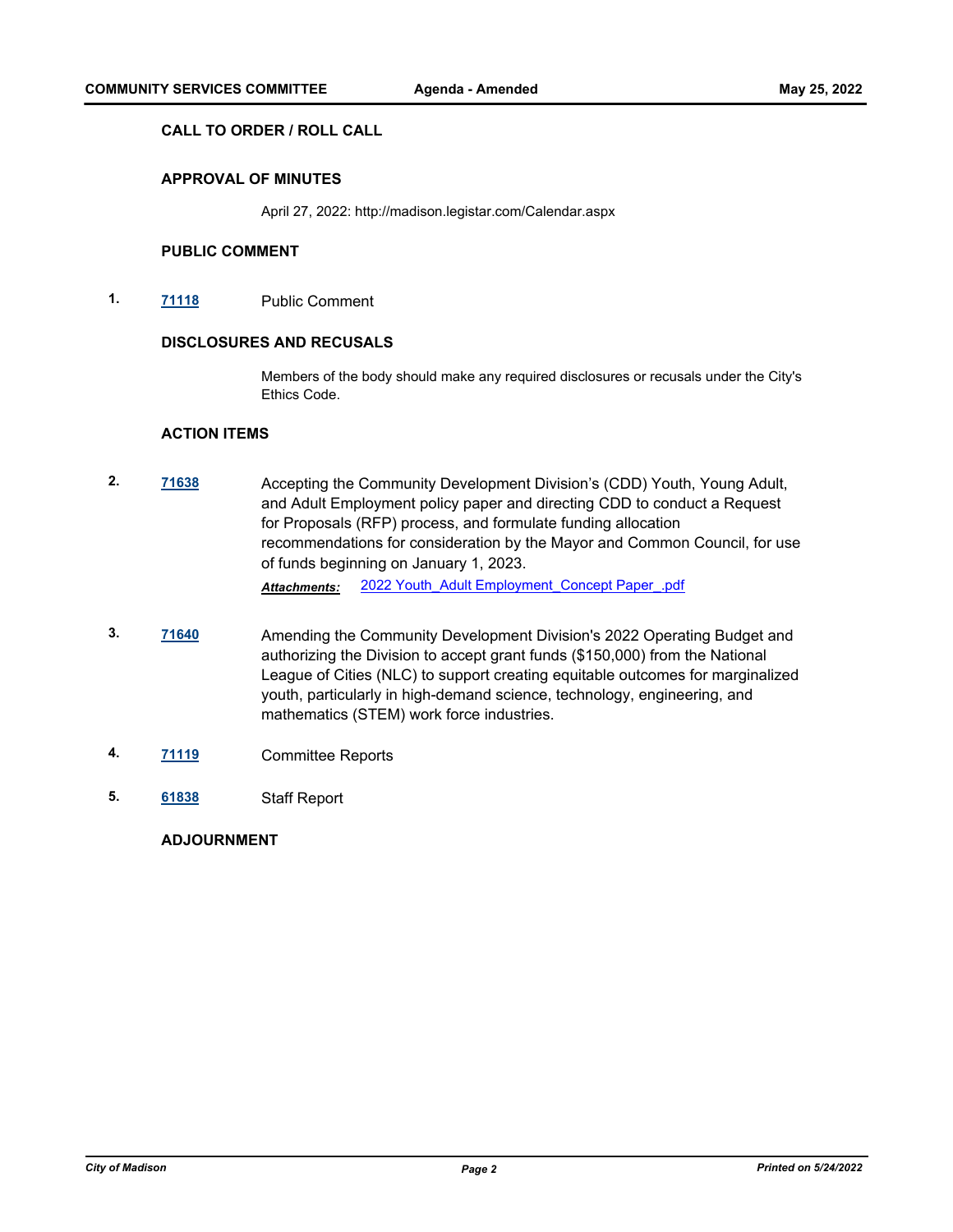### CALL TO ORDER / ROLL CALL

### APPROVAL OF MINUTES

April 27, 2022: http://madison.legistar.com/Calendar.aspx

### PUBLIC COMMENT

1. **71118** Public Comment

### DISCLOSURES AND RECUSALS

Members of the body should make any required disclosures or recusals under the City's Ethics Code.

### ACTION ITEMS

2. **71638** Accepting the Community Development Division's (CDD) Youth, Young Adult, and Adult Employment policy paper and directing CDD to conduct a Request for Proposals (RFP) process, and formulate funding allocation recommendations for consideration by the Mayor and Common Council, for use of funds beginning on January 1, 2023.

   ***Attachments:*** 2022 Youth_Adult Employment_Concept Paper_.pdf

3. **71640** Amending the Community Development Division's 2022 Operating Budget and authorizing the Division to accept grant funds ($150,000) from the National League of Cities (NLC) to support creating equitable outcomes for marginalized youth, particularly in high-demand science, technology, engineering, and mathematics (STEM) work force industries.

4. **71119** Committee Reports

5. **61838** Staff Report

### ADJOURNMENT